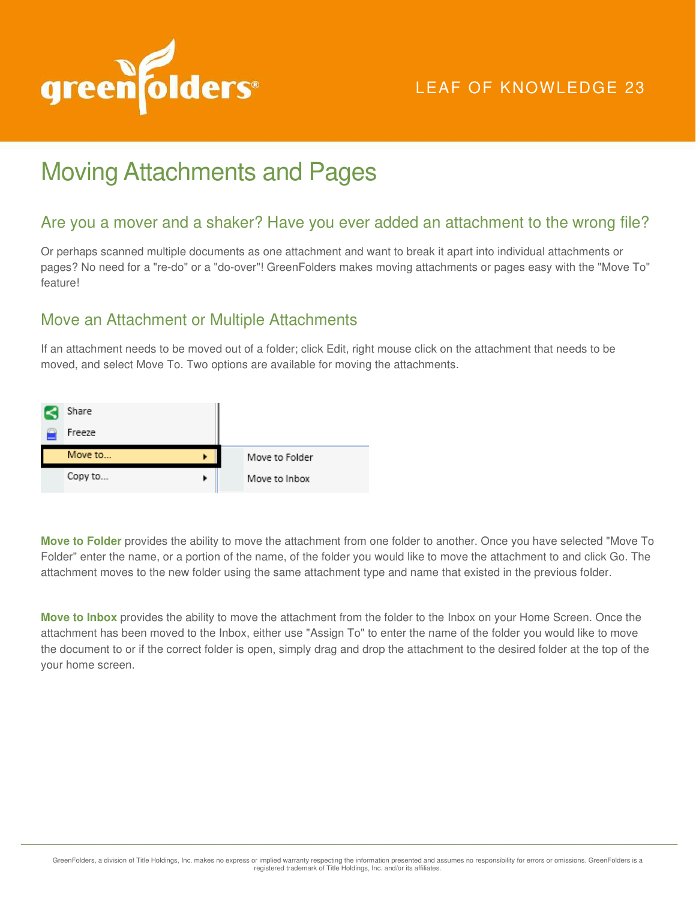LEAF OF KNOWLEDGE 23

# Moving Attachments and Pages

## Are you a mover and a shaker? Have you ever added an attachment to the wrong file?

Or perhaps scanned multiple documents as one attachment and want to break it apart into individual attachments or pages? No need for a "re-do" or a "do-over"! GreenFolders makes moving attachments or pages easy with the "Move To" feature!

## Move an Attachment or Multiple Attachments

If an attachment needs to be moved out of a folder; click Edit, right mouse click on the attachment that needs to be moved, and select Move To. Two options are available for moving the attachments.

**Move to Folder** provides the ability to move the attachment from one folder to another. Once you have selected "Move To Folder" enter the name, or a portion of the name, of the folder you would like to move the attachment to and click Go. The attachment moves to the new folder using the same attachment type and name that existed in the previous folder.

**Move to Inbox** provides the ability to move the attachment from the folder to the Inbox on your Home Screen. Once the attachment has been moved to the Inbox, either use "Assign To" to enter the name of the folder you would like to move the document to or if the correct folder is open, simply drag and drop the attachment to the desired folder at the top of the your home screen.

GreenFolders, a division of Title Holdings, Inc. makes no express or implied warranty respecting the information presented and assumes no responsibility for errors or omissions. GreenFolders is a registered trademark of Title Holdings, Inc. and/or its affiliates.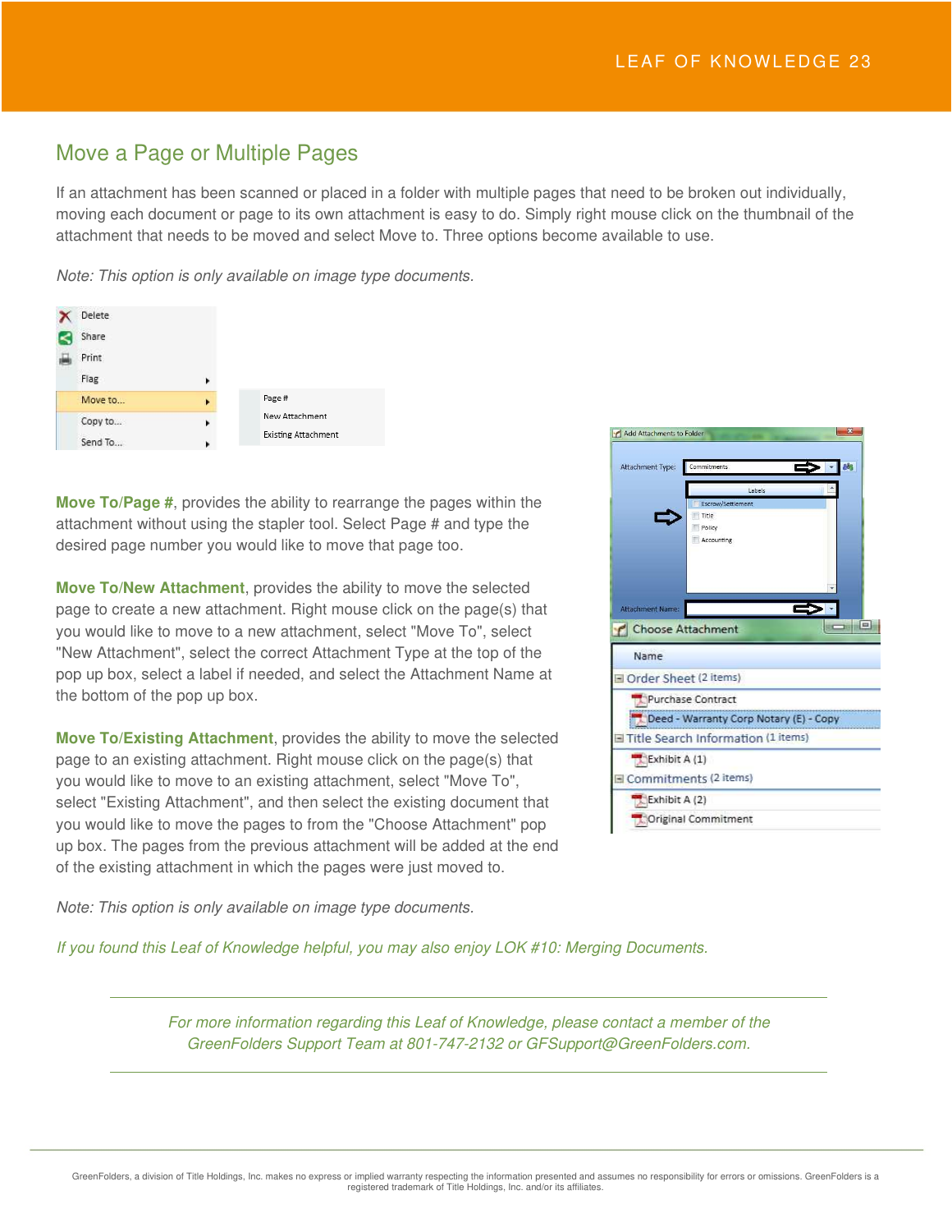## Move a Page or Multiple Pages

If an attachment has been scanned or placed in a folder with multiple pages that need to be broken out individually, moving each document or page to its own attachment is easy to do. Simply right mouse click on the thumbnail of the attachment that needs to be moved and select Move to. Three options become available to use.

*Note: This option is only available on image type documents.*

**Move To/Page #**, provides the ability to rearrange the pages within the attachment without using the stapler tool. Select Page # and type the desired page number you would like to move that page too.

**Move To/New Attachment**, provides the ability to move the selected page to create a new attachment. Right mouse click on the page(s) that you would like to move to a new attachment, select "Move To", select "New Attachment", select the correct Attachment Type at the top of the pop up box, select a label if needed, and select the Attachment Name at the bottom of the pop up box.

**Move To/Existing Attachment**, provides the ability to move the selected page to an existing attachment. Right mouse click on the page(s) that you would like to move to an existing attachment, select "Move To", select "Existing Attachment", and then select the existing document that you would like to move the pages to from the "Choose Attachment" pop up box. The pages from the previous attachment will be added at the end of the existing attachment in which the pages were just moved to.

*Note: This option is only available on image type documents.*

*If you found this Leaf of Knowledge helpful, you may also enjoy LOK #10: Merging Documents.*

*For more information regarding this Leaf of Knowledge, please contact a member of the GreenFolders Support Team at 801-747-2132 or GFSupport@GreenFolders.com.*

GreenFolders, a division of Title Holdings, Inc. makes no express or implied warranty respecting the information presented and assumes no responsibility for errors or omissions. GreenFolders is a registered trademark of Title Holdings, Inc. and/or its affiliates.